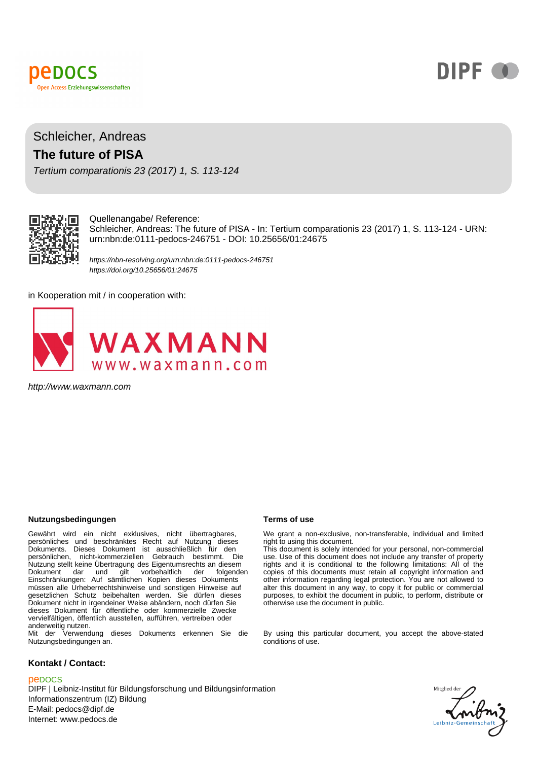peDOCS
Open Access Erziehungswissenschaften

DIPF

Schleicher, Andreas

# The future of PISA

*Tertium comparationis 23 (2017) 1, S. 113-124*

Quellenangabe/ Reference:
Schleicher, Andreas: The future of PISA - In: Tertium comparationis 23 (2017) 1, S. 113-124 - URN: urn:nbn:de:0111-pedocs-246751 - DOI: 10.25656/01:24675

*https://nbn-resolving.org/urn:nbn:de:0111-pedocs-246751*
*https://doi.org/10.25656/01:24675*

in Kooperation mit / in cooperation with:

WAXMANN
www.waxmann.com

*http://www.waxmann.com*

**Nutzungsbedingungen**

Gewährt wird ein nicht exklusives, nicht übertragbares, persönliches und beschränktes Recht auf Nutzung dieses Dokuments. Dieses Dokument ist ausschließlich für den persönlichen, nicht-kommerziellen Gebrauch bestimmt. Die Nutzung stellt keine Übertragung des Eigentumsrechts an diesem Dokument dar und gilt vorbehaltlich der folgenden Einschränkungen: Auf sämtlichen Kopien dieses Dokuments müssen alle Urheberrechtshinweise und sonstigen Hinweise auf gesetzlichen Schutz beibehalten werden. Sie dürfen dieses Dokument nicht in irgendeiner Weise abändern, noch dürfen Sie dieses Dokument für öffentliche oder kommerzielle Zwecke vervielfältigen, öffentlich ausstellen, aufführen, vertreiben oder anderweitig nutzen.
Mit der Verwendung dieses Dokuments erkennen Sie die Nutzungsbedingungen an.

**Terms of use**

We grant a non-exclusive, non-transferable, individual and limited right to using this document.
This document is solely intended for your personal, non-commercial use. Use of this document does not include any transfer of property rights and it is conditional to the following limitations: All of the copies of this documents must retain all copyright information and other information regarding legal protection. You are not allowed to alter this document in any way, to copy it for public or commercial purposes, to exhibit the document in public, to perform, distribute or otherwise use the document in public.

By using this particular document, you accept the above-stated conditions of use.

**Kontakt / Contact:**

peDOCS
DIPF | Leibniz-Institut für Bildungsforschung und Bildungsinformation
Informationszentrum (IZ) Bildung
E-Mail: pedocs@dipf.de
Internet: www.pedocs.de

Mitglied der Leibniz-Gemeinschaft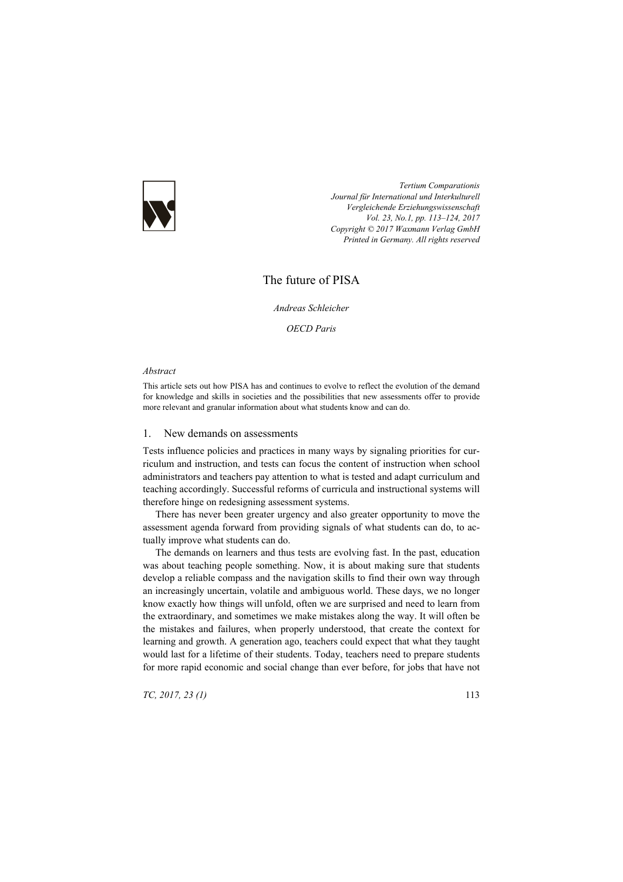# The future of PISA

*Andreas Schleicher*

*OECD Paris*

*Abstract*

This article sets out how PISA has and continues to evolve to reflect the evolution of the demand for knowledge and skills in societies and the possibilities that new assessments offer to provide more relevant and granular information about what students know and can do.

## 1. New demands on assessments

Tests influence policies and practices in many ways by signaling priorities for curriculum and instruction, and tests can focus the content of instruction when school administrators and teachers pay attention to what is tested and adapt curriculum and teaching accordingly. Successful reforms of curricula and instructional systems will therefore hinge on redesigning assessment systems.

There has never been greater urgency and also greater opportunity to move the assessment agenda forward from providing signals of what students can do, to actually improve what students can do.

The demands on learners and thus tests are evolving fast. In the past, education was about teaching people something. Now, it is about making sure that students develop a reliable compass and the navigation skills to find their own way through an increasingly uncertain, volatile and ambiguous world. These days, we no longer know exactly how things will unfold, often we are surprised and need to learn from the extraordinary, and sometimes we make mistakes along the way. It will often be the mistakes and failures, when properly understood, that create the context for learning and growth. A generation ago, teachers could expect that what they taught would last for a lifetime of their students. Today, teachers need to prepare students for more rapid economic and social change than ever before, for jobs that have not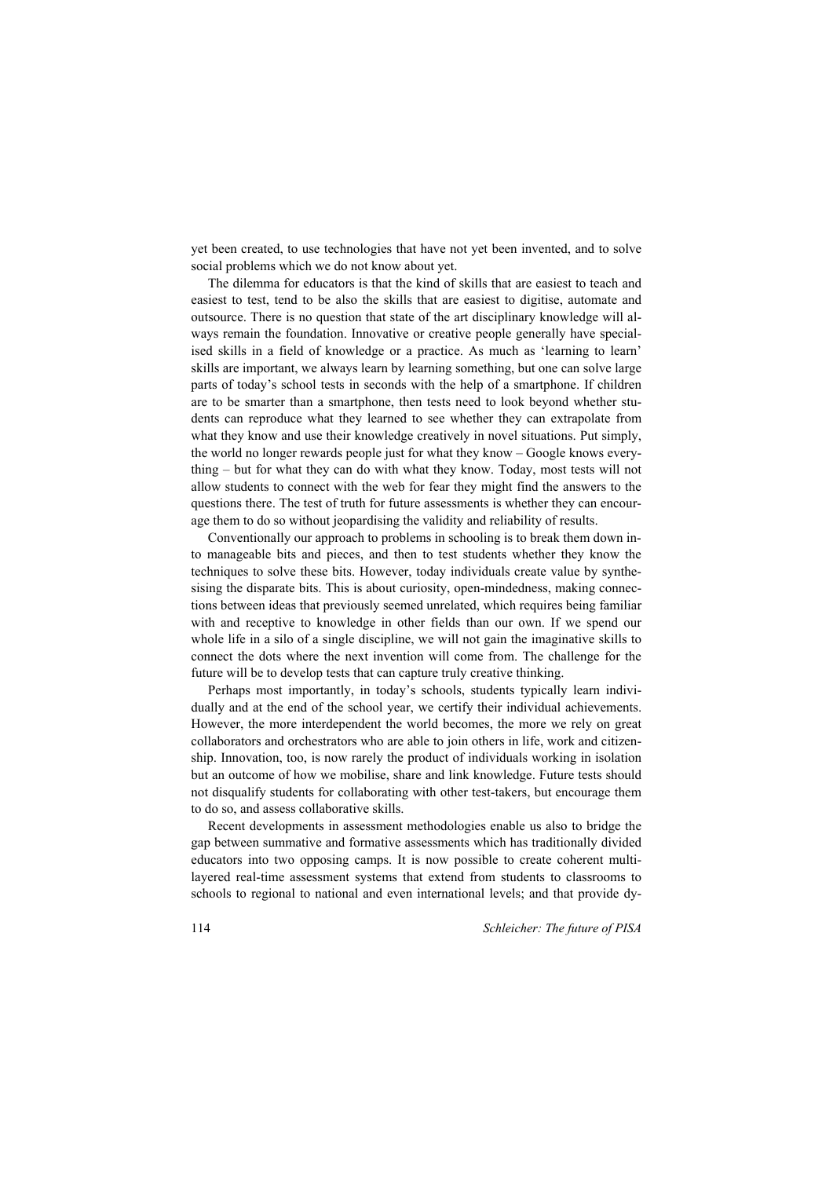yet been created, to use technologies that have not yet been invented, and to solve social problems which we do not know about yet.

The dilemma for educators is that the kind of skills that are easiest to teach and easiest to test, tend to be also the skills that are easiest to digitise, automate and outsource. There is no question that state of the art disciplinary knowledge will always remain the foundation. Innovative or creative people generally have specialised skills in a field of knowledge or a practice. As much as 'learning to learn' skills are important, we always learn by learning something, but one can solve large parts of today's school tests in seconds with the help of a smartphone. If children are to be smarter than a smartphone, then tests need to look beyond whether students can reproduce what they learned to see whether they can extrapolate from what they know and use their knowledge creatively in novel situations. Put simply, the world no longer rewards people just for what they know – Google knows everything – but for what they can do with what they know. Today, most tests will not allow students to connect with the web for fear they might find the answers to the questions there. The test of truth for future assessments is whether they can encourage them to do so without jeopardising the validity and reliability of results.

Conventionally our approach to problems in schooling is to break them down into manageable bits and pieces, and then to test students whether they know the techniques to solve these bits. However, today individuals create value by synthesising the disparate bits. This is about curiosity, open-mindedness, making connections between ideas that previously seemed unrelated, which requires being familiar with and receptive to knowledge in other fields than our own. If we spend our whole life in a silo of a single discipline, we will not gain the imaginative skills to connect the dots where the next invention will come from. The challenge for the future will be to develop tests that can capture truly creative thinking.

Perhaps most importantly, in today's schools, students typically learn individually and at the end of the school year, we certify their individual achievements. However, the more interdependent the world becomes, the more we rely on great collaborators and orchestrators who are able to join others in life, work and citizenship. Innovation, too, is now rarely the product of individuals working in isolation but an outcome of how we mobilise, share and link knowledge. Future tests should not disqualify students for collaborating with other test-takers, but encourage them to do so, and assess collaborative skills.

Recent developments in assessment methodologies enable us also to bridge the gap between summative and formative assessments which has traditionally divided educators into two opposing camps. It is now possible to create coherent multi-layered real-time assessment systems that extend from students to classrooms to schools to regional to national and even international levels; and that provide dy-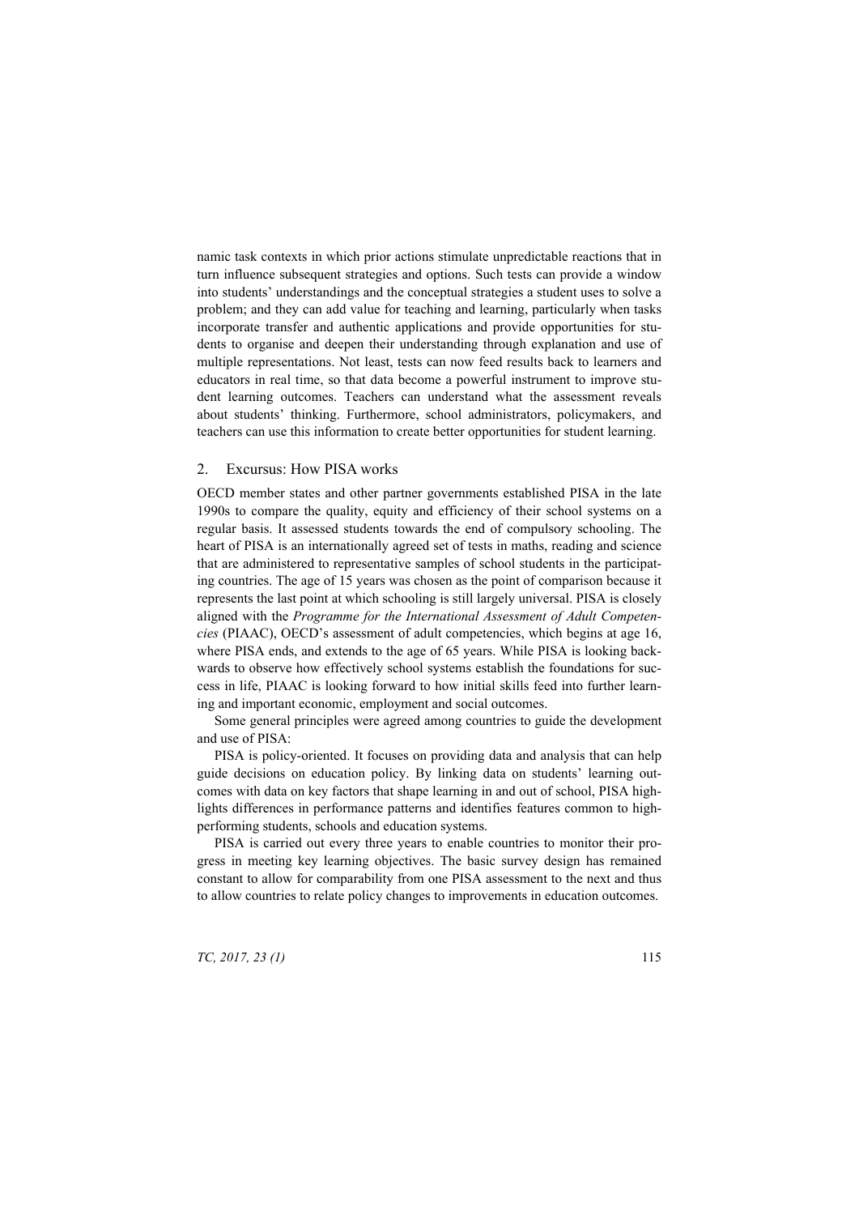namic task contexts in which prior actions stimulate unpredictable reactions that in turn influence subsequent strategies and options. Such tests can provide a window into students' understandings and the conceptual strategies a student uses to solve a problem; and they can add value for teaching and learning, particularly when tasks incorporate transfer and authentic applications and provide opportunities for students to organise and deepen their understanding through explanation and use of multiple representations. Not least, tests can now feed results back to learners and educators in real time, so that data become a powerful instrument to improve student learning outcomes. Teachers can understand what the assessment reveals about students' thinking. Furthermore, school administrators, policymakers, and teachers can use this information to create better opportunities for student learning.

## 2. Excursus: How PISA works

OECD member states and other partner governments established PISA in the late 1990s to compare the quality, equity and efficiency of their school systems on a regular basis. It assessed students towards the end of compulsory schooling. The heart of PISA is an internationally agreed set of tests in maths, reading and science that are administered to representative samples of school students in the participating countries. The age of 15 years was chosen as the point of comparison because it represents the last point at which schooling is still largely universal. PISA is closely aligned with the *Programme for the International Assessment of Adult Competencies* (PIAAC), OECD's assessment of adult competencies, which begins at age 16, where PISA ends, and extends to the age of 65 years. While PISA is looking backwards to observe how effectively school systems establish the foundations for success in life, PIAAC is looking forward to how initial skills feed into further learning and important economic, employment and social outcomes.

Some general principles were agreed among countries to guide the development and use of PISA:

PISA is policy-oriented. It focuses on providing data and analysis that can help guide decisions on education policy. By linking data on students' learning outcomes with data on key factors that shape learning in and out of school, PISA highlights differences in performance patterns and identifies features common to high-performing students, schools and education systems.

PISA is carried out every three years to enable countries to monitor their progress in meeting key learning objectives. The basic survey design has remained constant to allow for comparability from one PISA assessment to the next and thus to allow countries to relate policy changes to improvements in education outcomes.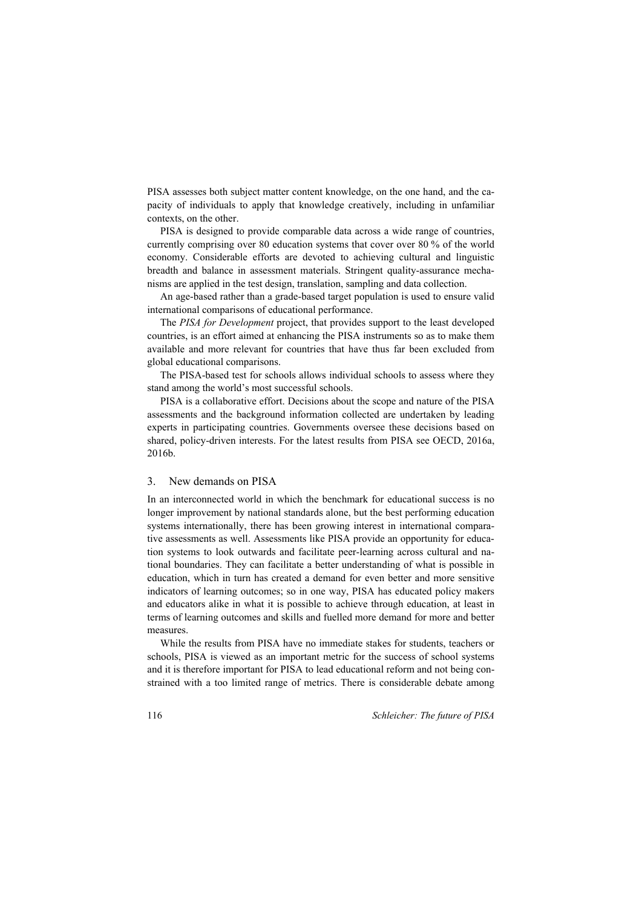PISA assesses both subject matter content knowledge, on the one hand, and the capacity of individuals to apply that knowledge creatively, including in unfamiliar contexts, on the other.

PISA is designed to provide comparable data across a wide range of countries, currently comprising over 80 education systems that cover over 80 % of the world economy. Considerable efforts are devoted to achieving cultural and linguistic breadth and balance in assessment materials. Stringent quality-assurance mechanisms are applied in the test design, translation, sampling and data collection.

An age-based rather than a grade-based target population is used to ensure valid international comparisons of educational performance.

The *PISA for Development* project, that provides support to the least developed countries, is an effort aimed at enhancing the PISA instruments so as to make them available and more relevant for countries that have thus far been excluded from global educational comparisons.

The PISA-based test for schools allows individual schools to assess where they stand among the world's most successful schools.

PISA is a collaborative effort. Decisions about the scope and nature of the PISA assessments and the background information collected are undertaken by leading experts in participating countries. Governments oversee these decisions based on shared, policy-driven interests. For the latest results from PISA see OECD, 2016a, 2016b.

## 3. New demands on PISA

In an interconnected world in which the benchmark for educational success is no longer improvement by national standards alone, but the best performing education systems internationally, there has been growing interest in international comparative assessments as well. Assessments like PISA provide an opportunity for education systems to look outwards and facilitate peer-learning across cultural and national boundaries. They can facilitate a better understanding of what is possible in education, which in turn has created a demand for even better and more sensitive indicators of learning outcomes; so in one way, PISA has educated policy makers and educators alike in what it is possible to achieve through education, at least in terms of learning outcomes and skills and fuelled more demand for more and better measures.

While the results from PISA have no immediate stakes for students, teachers or schools, PISA is viewed as an important metric for the success of school systems and it is therefore important for PISA to lead educational reform and not being constrained with a too limited range of metrics. There is considerable debate among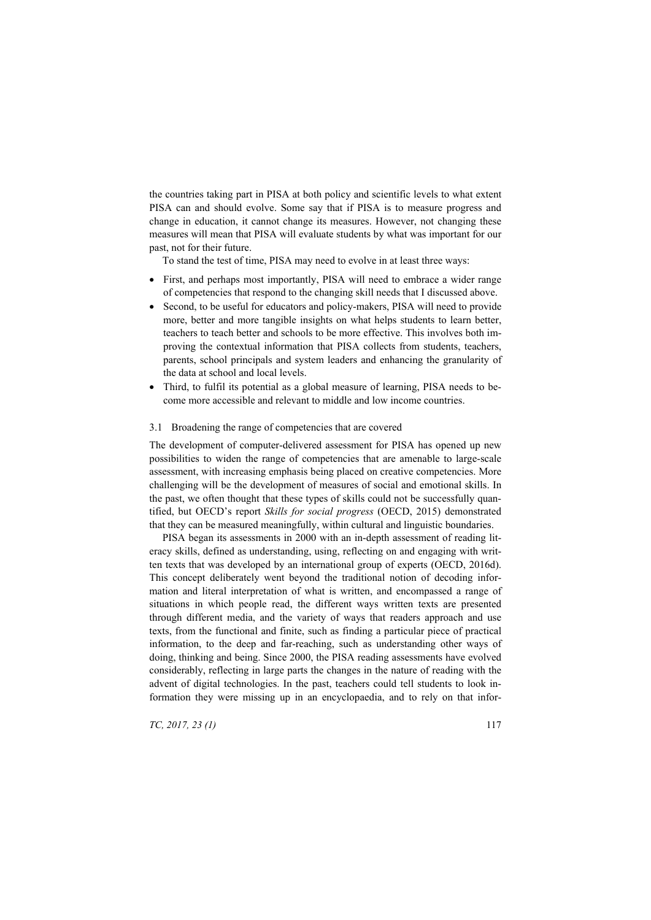the countries taking part in PISA at both policy and scientific levels to what extent PISA can and should evolve. Some say that if PISA is to measure progress and change in education, it cannot change its measures. However, not changing these measures will mean that PISA will evaluate students by what was important for our past, not for their future.

To stand the test of time, PISA may need to evolve in at least three ways:

- First, and perhaps most importantly, PISA will need to embrace a wider range of competencies that respond to the changing skill needs that I discussed above.
- Second, to be useful for educators and policy-makers, PISA will need to provide more, better and more tangible insights on what helps students to learn better, teachers to teach better and schools to be more effective. This involves both improving the contextual information that PISA collects from students, teachers, parents, school principals and system leaders and enhancing the granularity of the data at school and local levels.
- Third, to fulfil its potential as a global measure of learning, PISA needs to become more accessible and relevant to middle and low income countries.

### 3.1 Broadening the range of competencies that are covered

The development of computer-delivered assessment for PISA has opened up new possibilities to widen the range of competencies that are amenable to large-scale assessment, with increasing emphasis being placed on creative competencies. More challenging will be the development of measures of social and emotional skills. In the past, we often thought that these types of skills could not be successfully quantified, but OECD's report *Skills for social progress* (OECD, 2015) demonstrated that they can be measured meaningfully, within cultural and linguistic boundaries.

PISA began its assessments in 2000 with an in-depth assessment of reading literacy skills, defined as understanding, using, reflecting on and engaging with written texts that was developed by an international group of experts (OECD, 2016d). This concept deliberately went beyond the traditional notion of decoding information and literal interpretation of what is written, and encompassed a range of situations in which people read, the different ways written texts are presented through different media, and the variety of ways that readers approach and use texts, from the functional and finite, such as finding a particular piece of practical information, to the deep and far-reaching, such as understanding other ways of doing, thinking and being. Since 2000, the PISA reading assessments have evolved considerably, reflecting in large parts the changes in the nature of reading with the advent of digital technologies. In the past, teachers could tell students to look information they were missing up in an encyclopaedia, and to rely on that infor-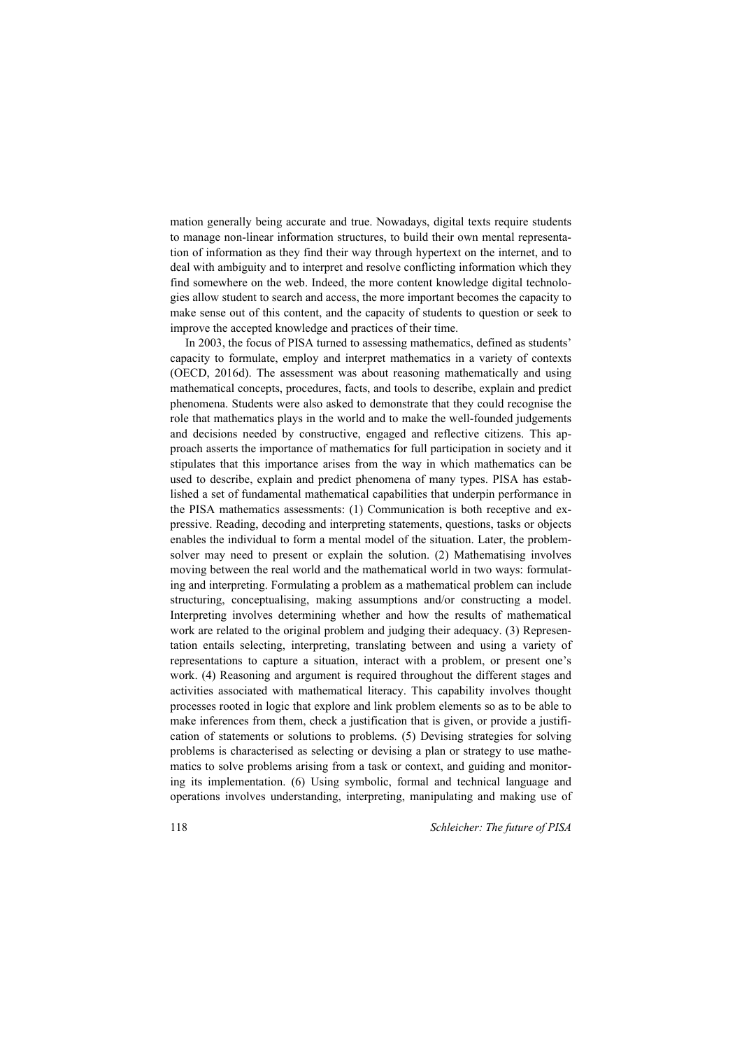mation generally being accurate and true. Nowadays, digital texts require students to manage non-linear information structures, to build their own mental representation of information as they find their way through hypertext on the internet, and to deal with ambiguity and to interpret and resolve conflicting information which they find somewhere on the web. Indeed, the more content knowledge digital technologies allow student to search and access, the more important becomes the capacity to make sense out of this content, and the capacity of students to question or seek to improve the accepted knowledge and practices of their time.

In 2003, the focus of PISA turned to assessing mathematics, defined as students' capacity to formulate, employ and interpret mathematics in a variety of contexts (OECD, 2016d). The assessment was about reasoning mathematically and using mathematical concepts, procedures, facts, and tools to describe, explain and predict phenomena. Students were also asked to demonstrate that they could recognise the role that mathematics plays in the world and to make the well-founded judgements and decisions needed by constructive, engaged and reflective citizens. This approach asserts the importance of mathematics for full participation in society and it stipulates that this importance arises from the way in which mathematics can be used to describe, explain and predict phenomena of many types. PISA has established a set of fundamental mathematical capabilities that underpin performance in the PISA mathematics assessments: (1) Communication is both receptive and expressive. Reading, decoding and interpreting statements, questions, tasks or objects enables the individual to form a mental model of the situation. Later, the problem-solver may need to present or explain the solution. (2) Mathematising involves moving between the real world and the mathematical world in two ways: formulating and interpreting. Formulating a problem as a mathematical problem can include structuring, conceptualising, making assumptions and/or constructing a model. Interpreting involves determining whether and how the results of mathematical work are related to the original problem and judging their adequacy. (3) Representation entails selecting, interpreting, translating between and using a variety of representations to capture a situation, interact with a problem, or present one's work. (4) Reasoning and argument is required throughout the different stages and activities associated with mathematical literacy. This capability involves thought processes rooted in logic that explore and link problem elements so as to be able to make inferences from them, check a justification that is given, or provide a justification of statements or solutions to problems. (5) Devising strategies for solving problems is characterised as selecting or devising a plan or strategy to use mathematics to solve problems arising from a task or context, and guiding and monitoring its implementation. (6) Using symbolic, formal and technical language and operations involves understanding, interpreting, manipulating and making use of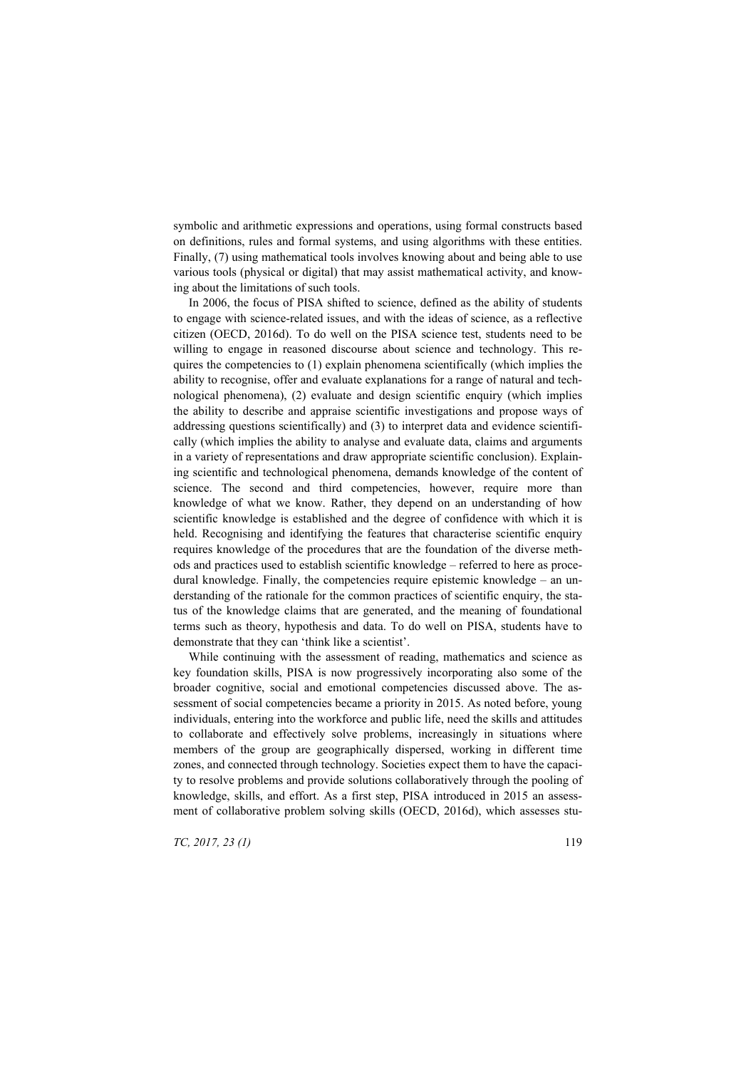symbolic and arithmetic expressions and operations, using formal constructs based on definitions, rules and formal systems, and using algorithms with these entities. Finally, (7) using mathematical tools involves knowing about and being able to use various tools (physical or digital) that may assist mathematical activity, and knowing about the limitations of such tools.

In 2006, the focus of PISA shifted to science, defined as the ability of students to engage with science-related issues, and with the ideas of science, as a reflective citizen (OECD, 2016d). To do well on the PISA science test, students need to be willing to engage in reasoned discourse about science and technology. This requires the competencies to (1) explain phenomena scientifically (which implies the ability to recognise, offer and evaluate explanations for a range of natural and technological phenomena), (2) evaluate and design scientific enquiry (which implies the ability to describe and appraise scientific investigations and propose ways of addressing questions scientifically) and (3) to interpret data and evidence scientifically (which implies the ability to analyse and evaluate data, claims and arguments in a variety of representations and draw appropriate scientific conclusion). Explaining scientific and technological phenomena, demands knowledge of the content of science. The second and third competencies, however, require more than knowledge of what we know. Rather, they depend on an understanding of how scientific knowledge is established and the degree of confidence with which it is held. Recognising and identifying the features that characterise scientific enquiry requires knowledge of the procedures that are the foundation of the diverse methods and practices used to establish scientific knowledge – referred to here as procedural knowledge. Finally, the competencies require epistemic knowledge – an understanding of the rationale for the common practices of scientific enquiry, the status of the knowledge claims that are generated, and the meaning of foundational terms such as theory, hypothesis and data. To do well on PISA, students have to demonstrate that they can 'think like a scientist'.

While continuing with the assessment of reading, mathematics and science as key foundation skills, PISA is now progressively incorporating also some of the broader cognitive, social and emotional competencies discussed above. The assessment of social competencies became a priority in 2015. As noted before, young individuals, entering into the workforce and public life, need the skills and attitudes to collaborate and effectively solve problems, increasingly in situations where members of the group are geographically dispersed, working in different time zones, and connected through technology. Societies expect them to have the capacity to resolve problems and provide solutions collaboratively through the pooling of knowledge, skills, and effort. As a first step, PISA introduced in 2015 an assessment of collaborative problem solving skills (OECD, 2016d), which assesses stu-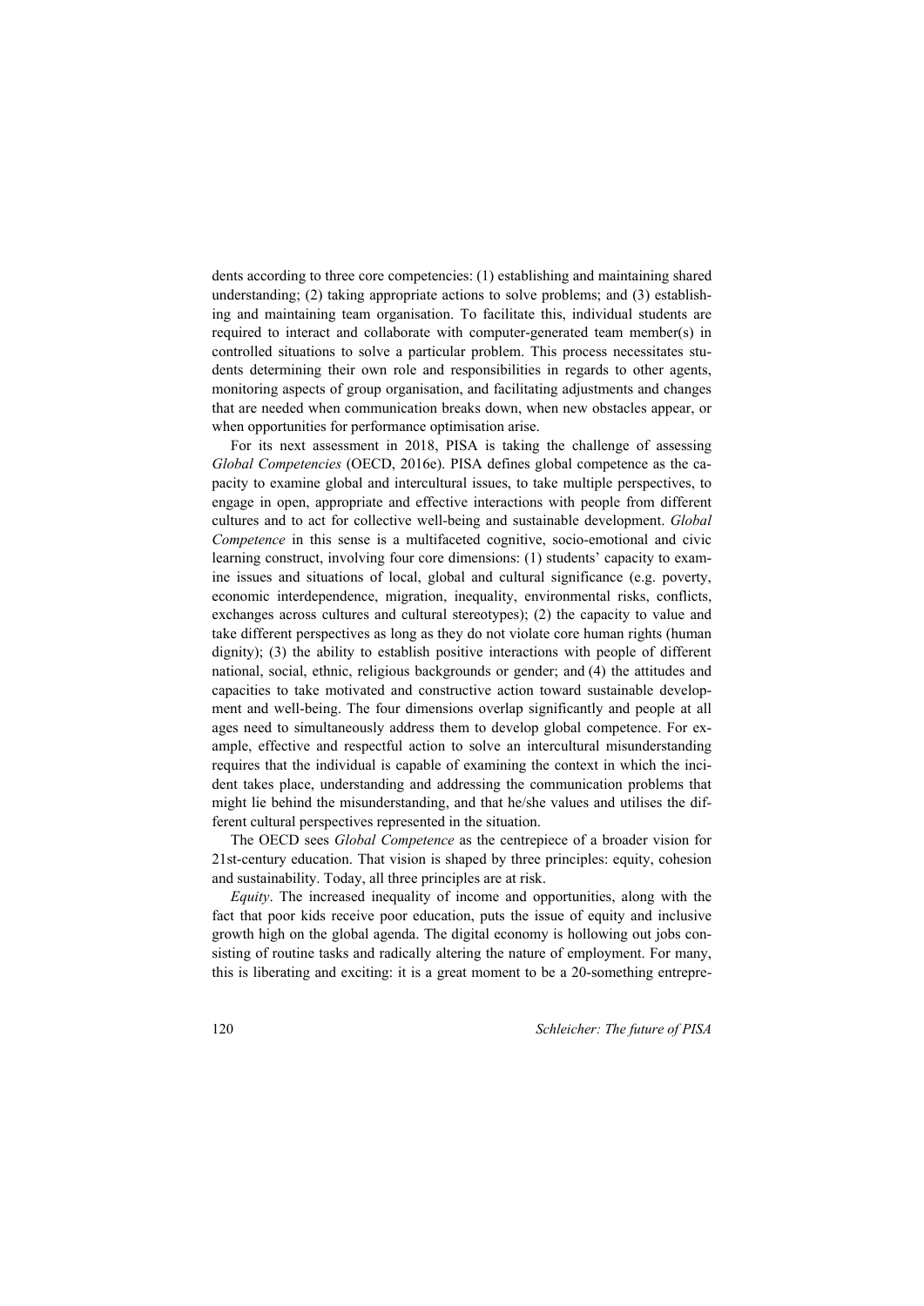dents according to three core competencies: (1) establishing and maintaining shared understanding; (2) taking appropriate actions to solve problems; and (3) establishing and maintaining team organisation. To facilitate this, individual students are required to interact and collaborate with computer-generated team member(s) in controlled situations to solve a particular problem. This process necessitates students determining their own role and responsibilities in regards to other agents, monitoring aspects of group organisation, and facilitating adjustments and changes that are needed when communication breaks down, when new obstacles appear, or when opportunities for performance optimisation arise.

For its next assessment in 2018, PISA is taking the challenge of assessing *Global Competencies* (OECD, 2016e). PISA defines global competence as the capacity to examine global and intercultural issues, to take multiple perspectives, to engage in open, appropriate and effective interactions with people from different cultures and to act for collective well-being and sustainable development. *Global Competence* in this sense is a multifaceted cognitive, socio-emotional and civic learning construct, involving four core dimensions: (1) students' capacity to examine issues and situations of local, global and cultural significance (e.g. poverty, economic interdependence, migration, inequality, environmental risks, conflicts, exchanges across cultures and cultural stereotypes); (2) the capacity to value and take different perspectives as long as they do not violate core human rights (human dignity); (3) the ability to establish positive interactions with people of different national, social, ethnic, religious backgrounds or gender; and (4) the attitudes and capacities to take motivated and constructive action toward sustainable development and well-being. The four dimensions overlap significantly and people at all ages need to simultaneously address them to develop global competence. For example, effective and respectful action to solve an intercultural misunderstanding requires that the individual is capable of examining the context in which the incident takes place, understanding and addressing the communication problems that might lie behind the misunderstanding, and that he/she values and utilises the different cultural perspectives represented in the situation.

The OECD sees *Global Competence* as the centrepiece of a broader vision for 21st-century education. That vision is shaped by three principles: equity, cohesion and sustainability. Today, all three principles are at risk.

*Equity*. The increased inequality of income and opportunities, along with the fact that poor kids receive poor education, puts the issue of equity and inclusive growth high on the global agenda. The digital economy is hollowing out jobs consisting of routine tasks and radically altering the nature of employment. For many, this is liberating and exciting: it is a great moment to be a 20-something entrepre-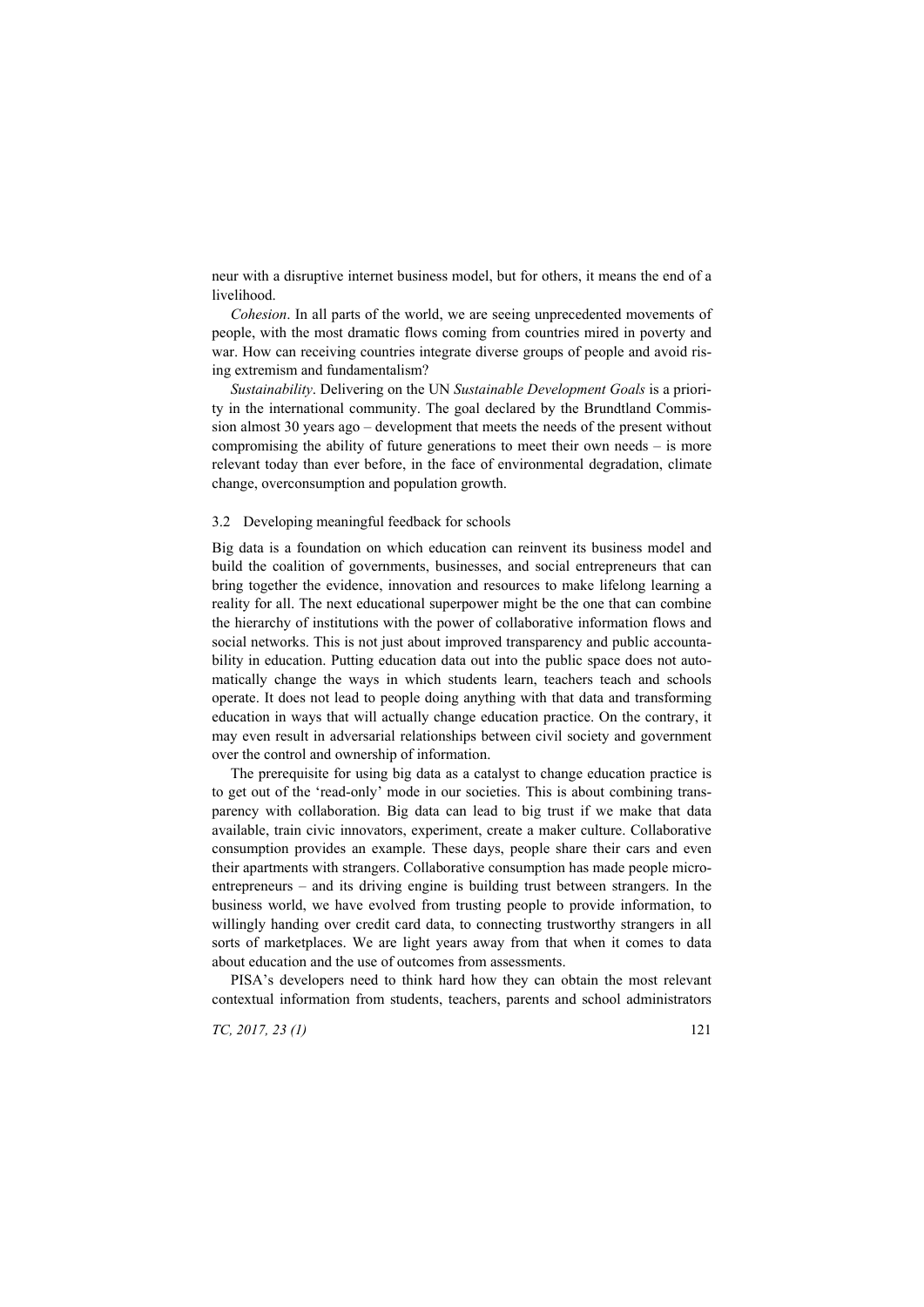neur with a disruptive internet business model, but for others, it means the end of a livelihood.

*Cohesion*. In all parts of the world, we are seeing unprecedented movements of people, with the most dramatic flows coming from countries mired in poverty and war. How can receiving countries integrate diverse groups of people and avoid rising extremism and fundamentalism?

*Sustainability*. Delivering on the UN *Sustainable Development Goals* is a priority in the international community. The goal declared by the Brundtland Commission almost 30 years ago – development that meets the needs of the present without compromising the ability of future generations to meet their own needs – is more relevant today than ever before, in the face of environmental degradation, climate change, overconsumption and population growth.

### 3.2 Developing meaningful feedback for schools

Big data is a foundation on which education can reinvent its business model and build the coalition of governments, businesses, and social entrepreneurs that can bring together the evidence, innovation and resources to make lifelong learning a reality for all. The next educational superpower might be the one that can combine the hierarchy of institutions with the power of collaborative information flows and social networks. This is not just about improved transparency and public accountability in education. Putting education data out into the public space does not automatically change the ways in which students learn, teachers teach and schools operate. It does not lead to people doing anything with that data and transforming education in ways that will actually change education practice. On the contrary, it may even result in adversarial relationships between civil society and government over the control and ownership of information.

The prerequisite for using big data as a catalyst to change education practice is to get out of the 'read-only' mode in our societies. This is about combining transparency with collaboration. Big data can lead to big trust if we make that data available, train civic innovators, experiment, create a maker culture. Collaborative consumption provides an example. These days, people share their cars and even their apartments with strangers. Collaborative consumption has made people micro-entrepreneurs – and its driving engine is building trust between strangers. In the business world, we have evolved from trusting people to provide information, to willingly handing over credit card data, to connecting trustworthy strangers in all sorts of marketplaces. We are light years away from that when it comes to data about education and the use of outcomes from assessments.

PISA's developers need to think hard how they can obtain the most relevant contextual information from students, teachers, parents and school administrators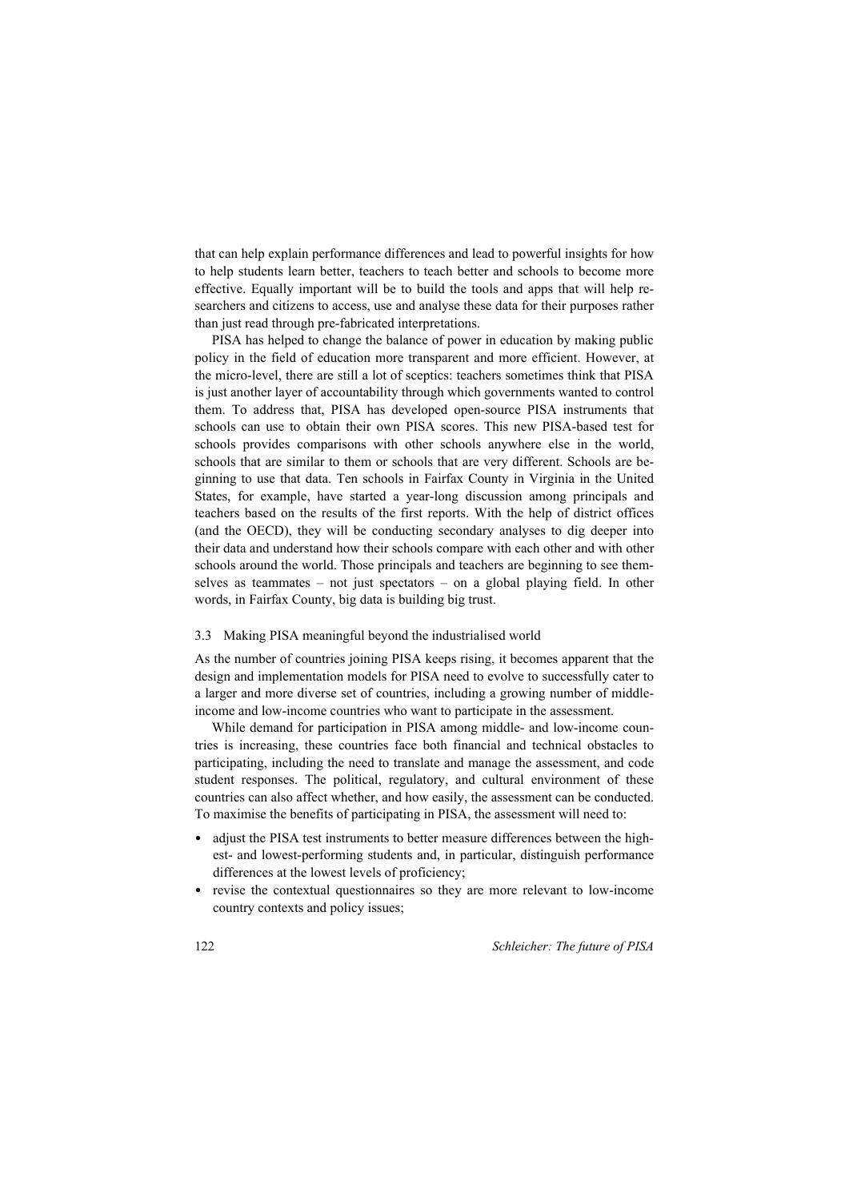that can help explain performance differences and lead to powerful insights for how to help students learn better, teachers to teach better and schools to become more effective. Equally important will be to build the tools and apps that will help researchers and citizens to access, use and analyse these data for their purposes rather than just read through pre-fabricated interpretations.

PISA has helped to change the balance of power in education by making public policy in the field of education more transparent and more efficient. However, at the micro-level, there are still a lot of sceptics: teachers sometimes think that PISA is just another layer of accountability through which governments wanted to control them. To address that, PISA has developed open-source PISA instruments that schools can use to obtain their own PISA scores. This new PISA-based test for schools provides comparisons with other schools anywhere else in the world, schools that are similar to them or schools that are very different. Schools are beginning to use that data. Ten schools in Fairfax County in Virginia in the United States, for example, have started a year-long discussion among principals and teachers based on the results of the first reports. With the help of district offices (and the OECD), they will be conducting secondary analyses to dig deeper into their data and understand how their schools compare with each other and with other schools around the world. Those principals and teachers are beginning to see themselves as teammates – not just spectators – on a global playing field. In other words, in Fairfax County, big data is building big trust.

### 3.3 Making PISA meaningful beyond the industrialised world

As the number of countries joining PISA keeps rising, it becomes apparent that the design and implementation models for PISA need to evolve to successfully cater to a larger and more diverse set of countries, including a growing number of middle-income and low-income countries who want to participate in the assessment.

While demand for participation in PISA among middle- and low-income countries is increasing, these countries face both financial and technical obstacles to participating, including the need to translate and manage the assessment, and code student responses. The political, regulatory, and cultural environment of these countries can also affect whether, and how easily, the assessment can be conducted. To maximise the benefits of participating in PISA, the assessment will need to:

- adjust the PISA test instruments to better measure differences between the highest- and lowest-performing students and, in particular, distinguish performance differences at the lowest levels of proficiency;
- revise the contextual questionnaires so they are more relevant to low-income country contexts and policy issues;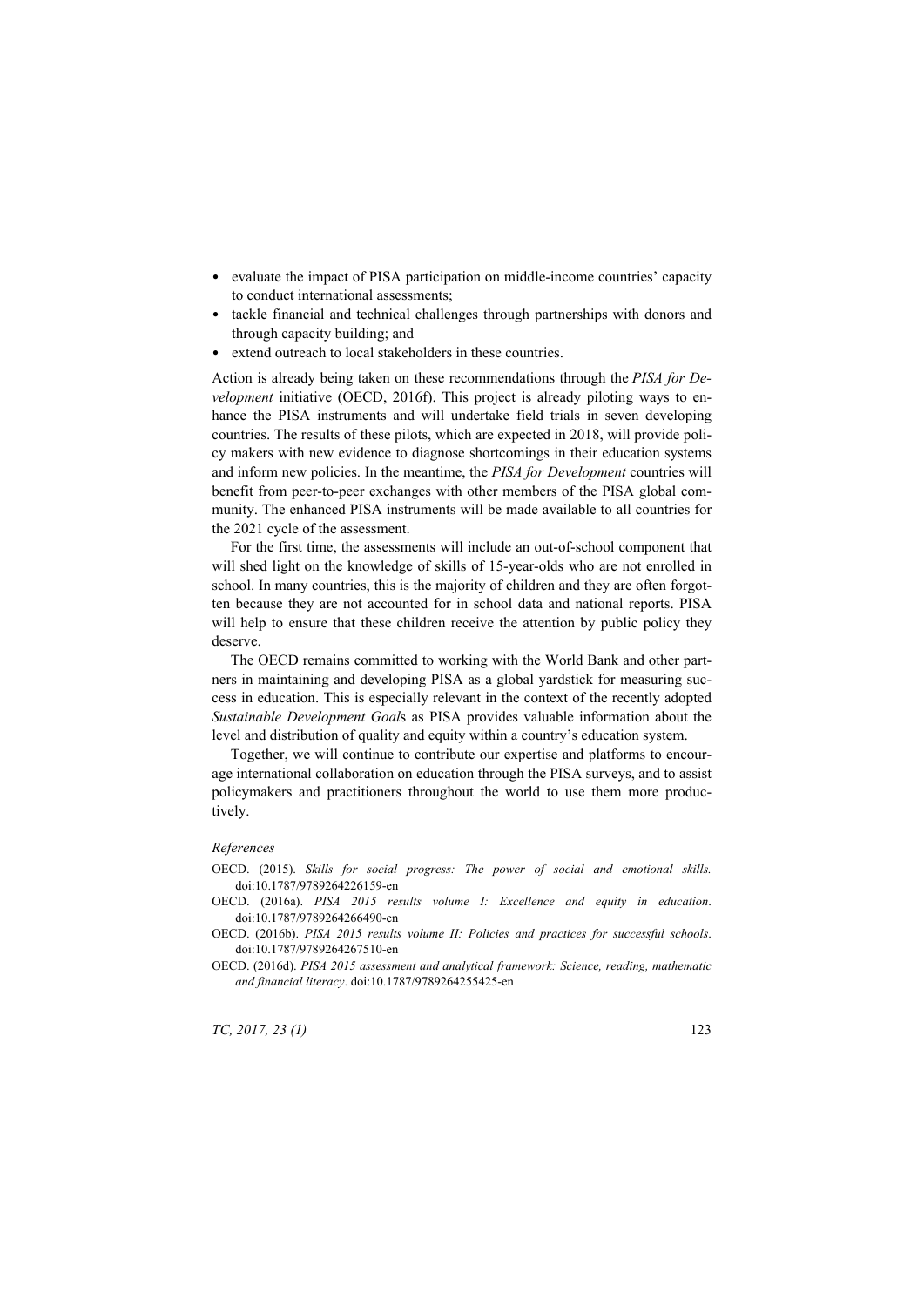- evaluate the impact of PISA participation on middle-income countries' capacity to conduct international assessments;
- tackle financial and technical challenges through partnerships with donors and through capacity building; and
- extend outreach to local stakeholders in these countries.

Action is already being taken on these recommendations through the *PISA for Development* initiative (OECD, 2016f). This project is already piloting ways to enhance the PISA instruments and will undertake field trials in seven developing countries. The results of these pilots, which are expected in 2018, will provide policy makers with new evidence to diagnose shortcomings in their education systems and inform new policies. In the meantime, the *PISA for Development* countries will benefit from peer-to-peer exchanges with other members of the PISA global community. The enhanced PISA instruments will be made available to all countries for the 2021 cycle of the assessment.

For the first time, the assessments will include an out-of-school component that will shed light on the knowledge of skills of 15-year-olds who are not enrolled in school. In many countries, this is the majority of children and they are often forgotten because they are not accounted for in school data and national reports. PISA will help to ensure that these children receive the attention by public policy they deserve.

The OECD remains committed to working with the World Bank and other partners in maintaining and developing PISA as a global yardstick for measuring success in education. This is especially relevant in the context of the recently adopted *Sustainable Development Goal*s as PISA provides valuable information about the level and distribution of quality and equity within a country's education system.

Together, we will continue to contribute our expertise and platforms to encourage international collaboration on education through the PISA surveys, and to assist policymakers and practitioners throughout the world to use them more productively.

*References*

OECD. (2015). *Skills for social progress: The power of social and emotional skills.* doi:10.1787/9789264226159-en

OECD. (2016a). *PISA 2015 results volume I: Excellence and equity in education*. doi:10.1787/9789264266490-en

OECD. (2016b). *PISA 2015 results volume II: Policies and practices for successful schools*. doi:10.1787/9789264267510-en

OECD. (2016d). *PISA 2015 assessment and analytical framework: Science, reading, mathematic and financial literacy*. doi:10.1787/9789264255425-en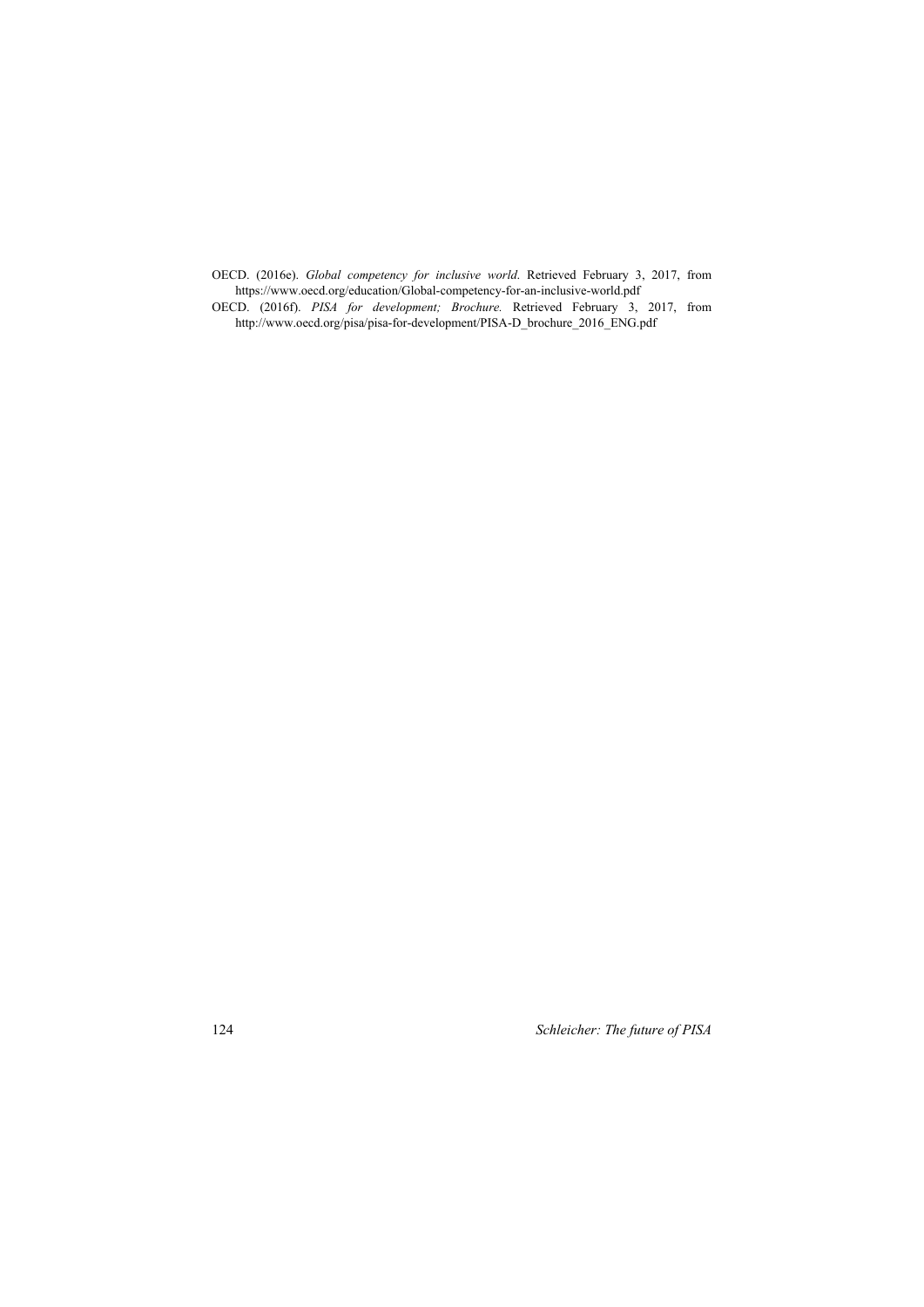OECD. (2016e). *Global competency for inclusive world.* Retrieved February 3, 2017, from https://www.oecd.org/education/Global-competency-for-an-inclusive-world.pdf

OECD. (2016f). *PISA for development; Brochure.* Retrieved February 3, 2017, from http://www.oecd.org/pisa/pisa-for-development/PISA-D_brochure_2016_ENG.pdf